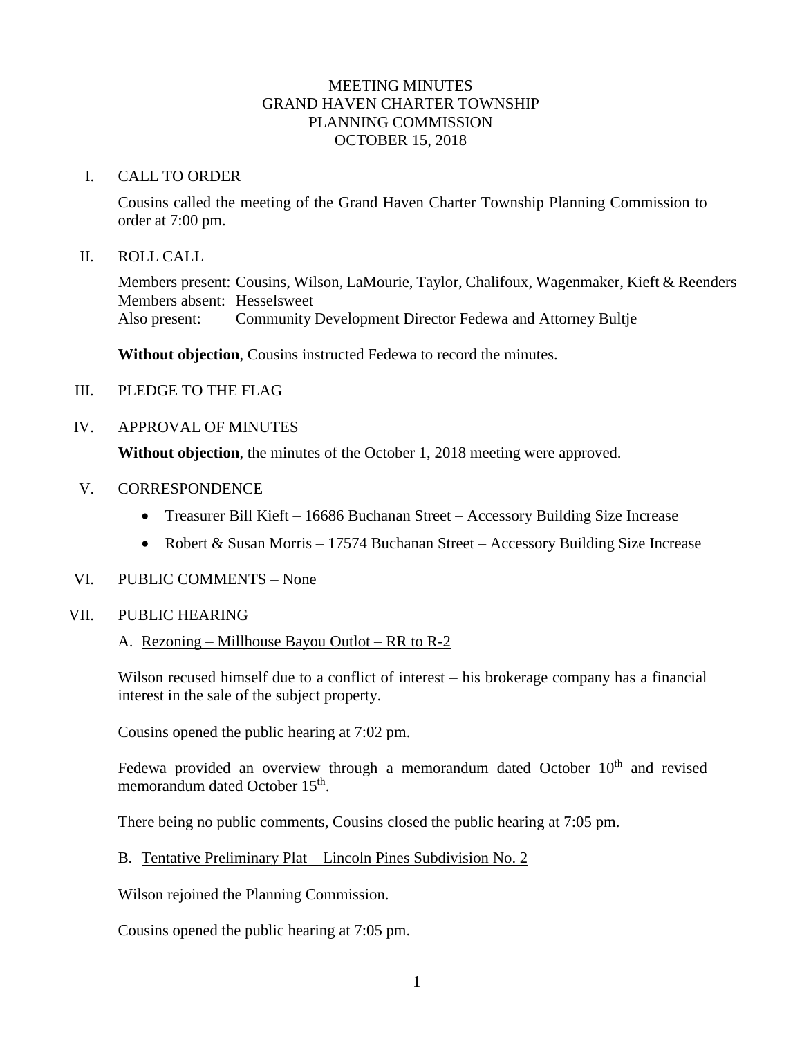# MEETING MINUTES
# GRAND HAVEN CHARTER TOWNSHIP
# PLANNING COMMISSION
# OCTOBER 15, 2018

## I. CALL TO ORDER

Cousins called the meeting of the Grand Haven Charter Township Planning Commission to order at 7:00 pm.

## II. ROLL CALL

Members present: Cousins, Wilson, LaMourie, Taylor, Chalifoux, Wagenmaker, Kieft & Reenders
Members absent: Hesselsweet
Also present: Community Development Director Fedewa and Attorney Bultje

**Without objection**, Cousins instructed Fedewa to record the minutes.

## III. PLEDGE TO THE FLAG

## IV. APPROVAL OF MINUTES

**Without objection**, the minutes of the October 1, 2018 meeting were approved.

## V. CORRESPONDENCE

- Treasurer Bill Kieft – 16686 Buchanan Street – Accessory Building Size Increase
- Robert & Susan Morris – 17574 Buchanan Street – Accessory Building Size Increase

## VI. PUBLIC COMMENTS – None

## VII. PUBLIC HEARING

A. Rezoning – Millhouse Bayou Outlot – RR to R-2

Wilson recused himself due to a conflict of interest – his brokerage company has a financial interest in the sale of the subject property.

Cousins opened the public hearing at 7:02 pm.

Fedewa provided an overview through a memorandum dated October 10th and revised memorandum dated October 15th.

There being no public comments, Cousins closed the public hearing at 7:05 pm.

B. Tentative Preliminary Plat – Lincoln Pines Subdivision No. 2

Wilson rejoined the Planning Commission.

Cousins opened the public hearing at 7:05 pm.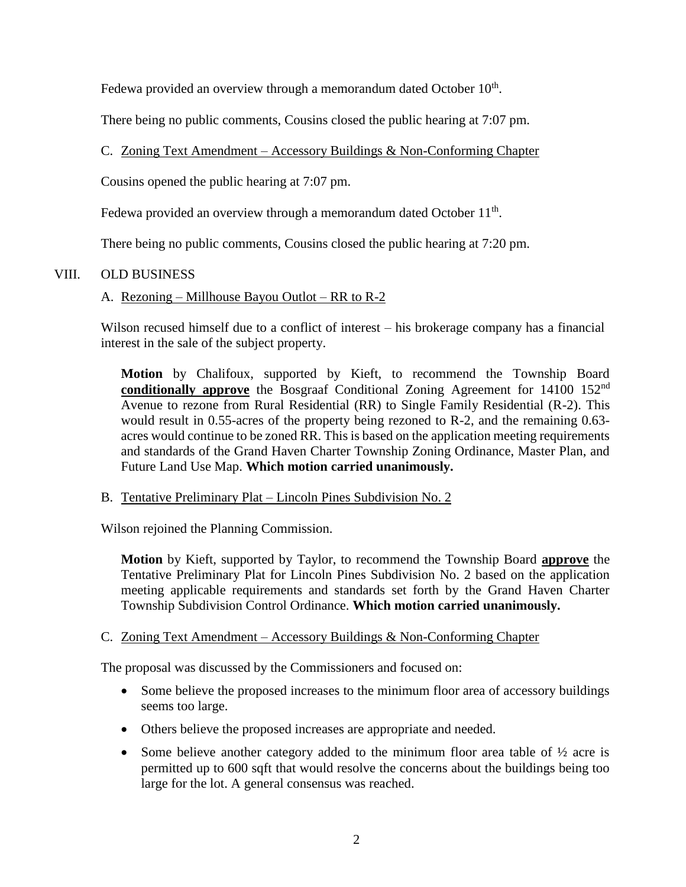Fedewa provided an overview through a memorandum dated October 10th.

There being no public comments, Cousins closed the public hearing at 7:07 pm.

C. Zoning Text Amendment – Accessory Buildings & Non-Conforming Chapter

Cousins opened the public hearing at 7:07 pm.

Fedewa provided an overview through a memorandum dated October 11th.

There being no public comments, Cousins closed the public hearing at 7:20 pm.

## VIII. OLD BUSINESS

A. Rezoning – Millhouse Bayou Outlot – RR to R-2

Wilson recused himself due to a conflict of interest – his brokerage company has a financial interest in the sale of the subject property.

> **Motion** by Chalifoux, supported by Kieft, to recommend the Township Board **conditionally approve** the Bosgraaf Conditional Zoning Agreement for 14100 152nd Avenue to rezone from Rural Residential (RR) to Single Family Residential (R-2). This would result in 0.55-acres of the property being rezoned to R-2, and the remaining 0.63-acres would continue to be zoned RR. This is based on the application meeting requirements and standards of the Grand Haven Charter Township Zoning Ordinance, Master Plan, and Future Land Use Map. **Which motion carried unanimously.**

B. Tentative Preliminary Plat – Lincoln Pines Subdivision No. 2

Wilson rejoined the Planning Commission.

> **Motion** by Kieft, supported by Taylor, to recommend the Township Board **approve** the Tentative Preliminary Plat for Lincoln Pines Subdivision No. 2 based on the application meeting applicable requirements and standards set forth by the Grand Haven Charter Township Subdivision Control Ordinance. **Which motion carried unanimously.**

C. Zoning Text Amendment – Accessory Buildings & Non-Conforming Chapter

The proposal was discussed by the Commissioners and focused on:

- Some believe the proposed increases to the minimum floor area of accessory buildings seems too large.
- Others believe the proposed increases are appropriate and needed.
- Some believe another category added to the minimum floor area table of ½ acre is permitted up to 600 sqft that would resolve the concerns about the buildings being too large for the lot. A general consensus was reached.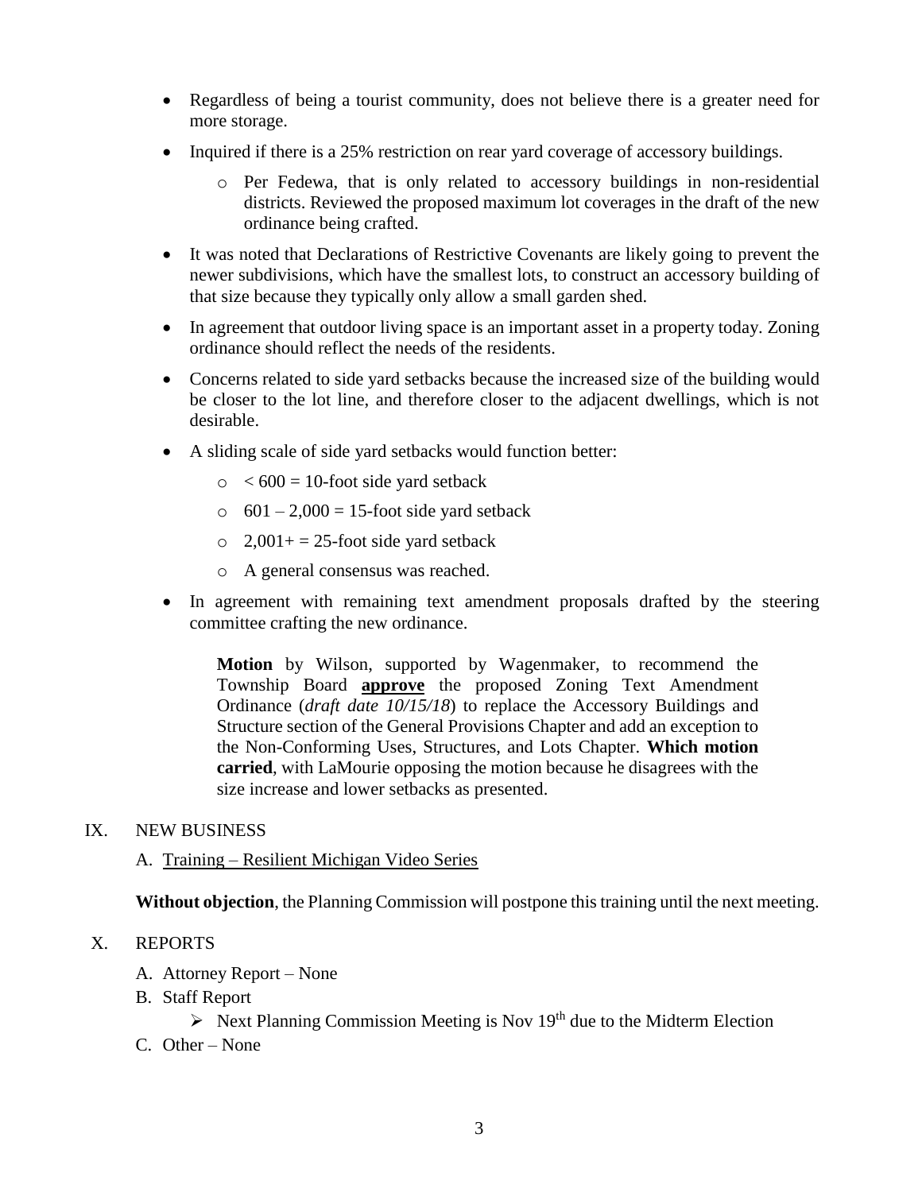- Regardless of being a tourist community, does not believe there is a greater need for more storage.
- Inquired if there is a 25% restriction on rear yard coverage of accessory buildings.
  - Per Fedewa, that is only related to accessory buildings in non-residential districts. Reviewed the proposed maximum lot coverages in the draft of the new ordinance being crafted.
- It was noted that Declarations of Restrictive Covenants are likely going to prevent the newer subdivisions, which have the smallest lots, to construct an accessory building of that size because they typically only allow a small garden shed.
- In agreement that outdoor living space is an important asset in a property today. Zoning ordinance should reflect the needs of the residents.
- Concerns related to side yard setbacks because the increased size of the building would be closer to the lot line, and therefore closer to the adjacent dwellings, which is not desirable.
- A sliding scale of side yard setbacks would function better:
  - < 600 = 10-foot side yard setback
  - 601 – 2,000 = 15-foot side yard setback
  - 2,001+ = 25-foot side yard setback
  - A general consensus was reached.
- In agreement with remaining text amendment proposals drafted by the steering committee crafting the new ordinance.

> **Motion** by Wilson, supported by Wagenmaker, to recommend the Township Board **approve** the proposed Zoning Text Amendment Ordinance (*draft date 10/15/18*) to replace the Accessory Buildings and Structure section of the General Provisions Chapter and add an exception to the Non-Conforming Uses, Structures, and Lots Chapter. **Which motion carried**, with LaMourie opposing the motion because he disagrees with the size increase and lower setbacks as presented.

IX. NEW BUSINESS

A. Training – Resilient Michigan Video Series

**Without objection**, the Planning Commission will postpone this training until the next meeting.

X. REPORTS

A. Attorney Report – None

B. Staff Report

- Next Planning Commission Meeting is Nov 19th due to the Midterm Election

C. Other – None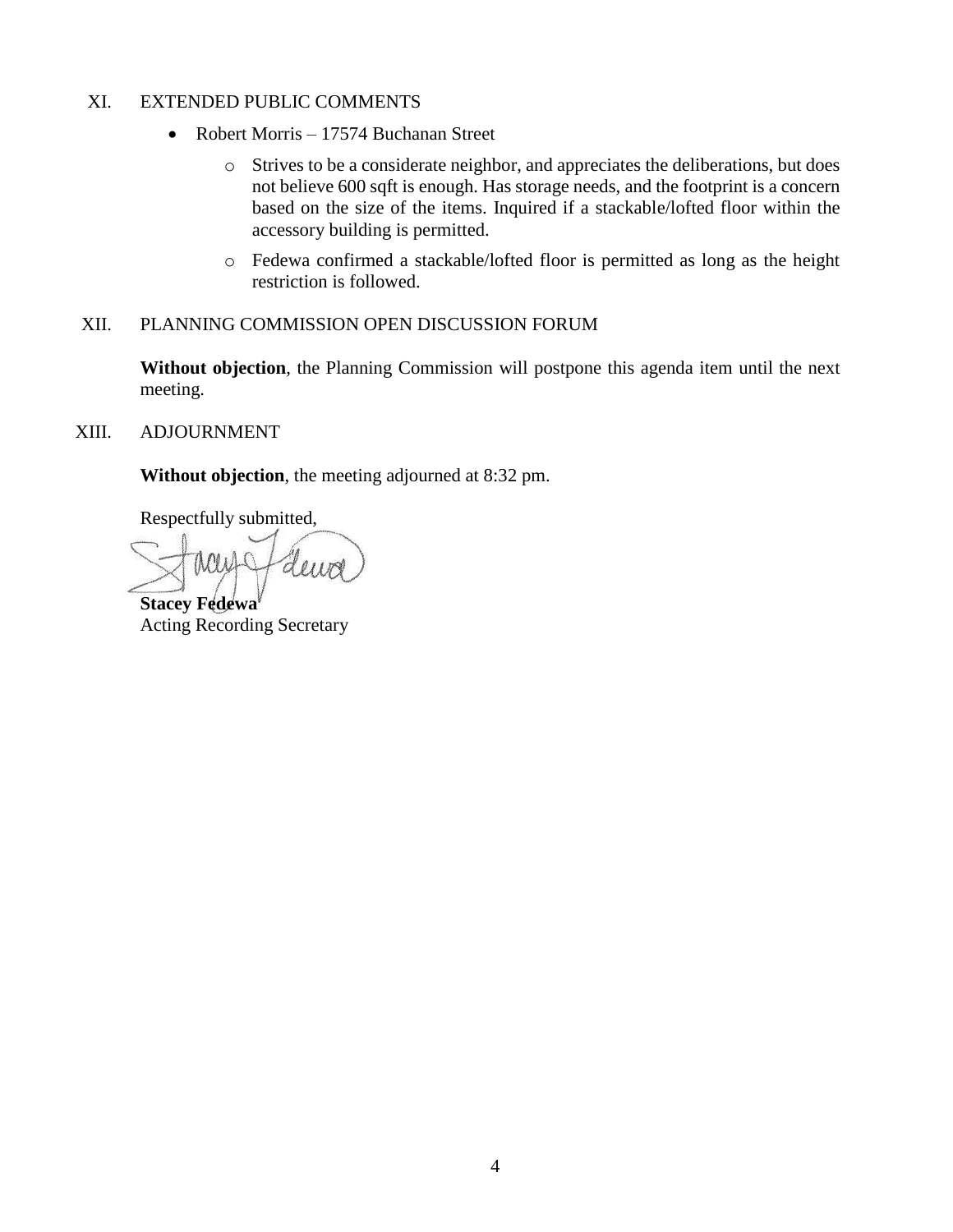XI. EXTENDED PUBLIC COMMENTS

- Robert Morris – 17574 Buchanan Street
  - Strives to be a considerate neighbor, and appreciates the deliberations, but does not believe 600 sqft is enough. Has storage needs, and the footprint is a concern based on the size of the items. Inquired if a stackable/lofted floor within the accessory building is permitted.
  - Fedewa confirmed a stackable/lofted floor is permitted as long as the height restriction is followed.

XII. PLANNING COMMISSION OPEN DISCUSSION FORUM

**Without objection**, the Planning Commission will postpone this agenda item until the next meeting.

XIII. ADJOURNMENT

**Without objection**, the meeting adjourned at 8:32 pm.

Respectfully submitted,

**Stacey Fedewa**
Acting Recording Secretary